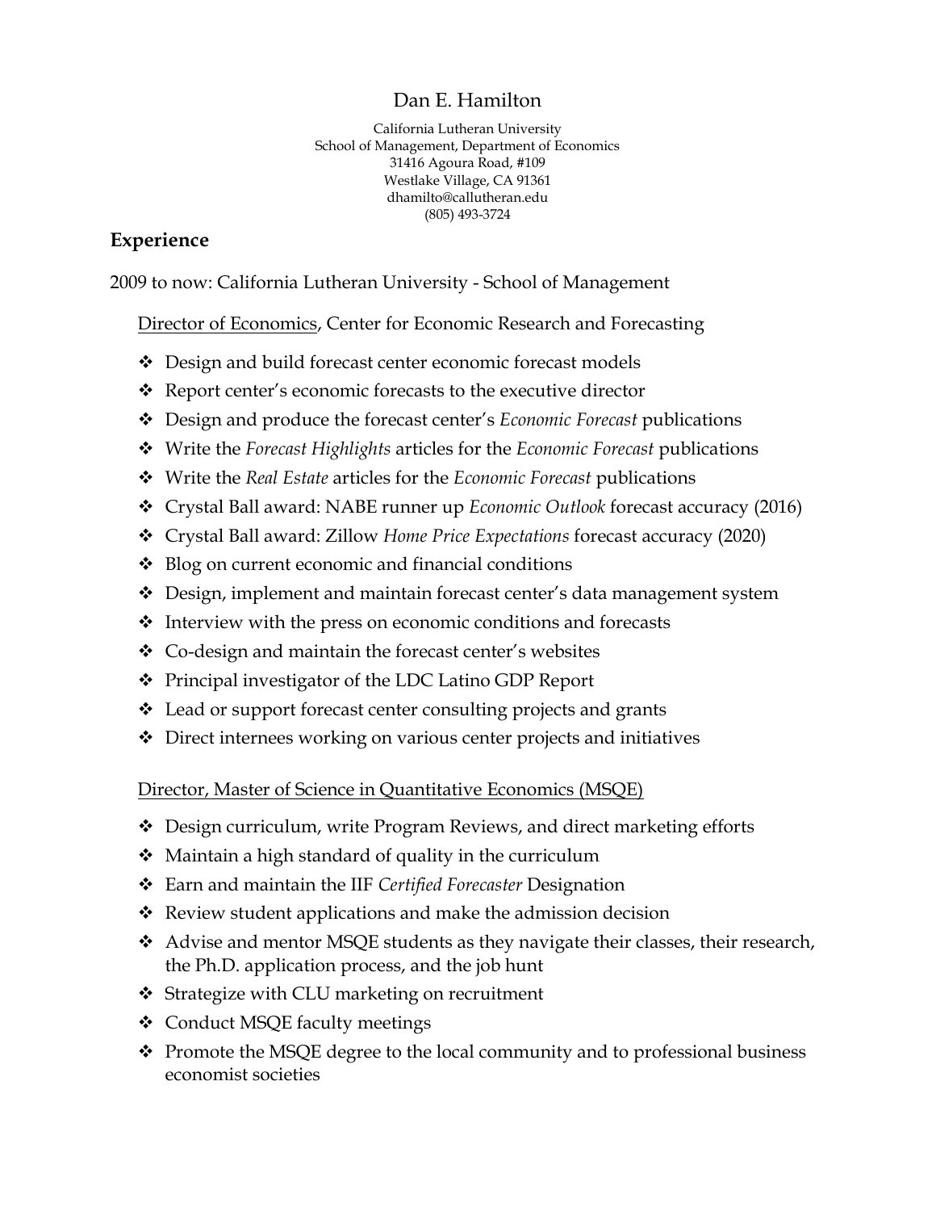# Dan E. Hamilton

California Lutheran University
School of Management, Department of Economics
31416 Agoura Road, #109
Westlake Village, CA 91361
dhamilto@callutheran.edu
(805) 493-3724

## Experience

2009 to now: California Lutheran University - School of Management

Director of Economics, Center for Economic Research and Forecasting

- Design and build forecast center economic forecast models
- Report center's economic forecasts to the executive director
- Design and produce the forecast center's *Economic Forecast* publications
- Write the *Forecast Highlights* articles for the *Economic Forecast* publications
- Write the *Real Estate* articles for the *Economic Forecast* publications
- Crystal Ball award: NABE runner up *Economic Outlook* forecast accuracy (2016)
- Crystal Ball award: Zillow *Home Price Expectations* forecast accuracy (2020)
- Blog on current economic and financial conditions
- Design, implement and maintain forecast center's data management system
- Interview with the press on economic conditions and forecasts
- Co-design and maintain the forecast center's websites
- Principal investigator of the LDC Latino GDP Report
- Lead or support forecast center consulting projects and grants
- Direct internees working on various center projects and initiatives

Director, Master of Science in Quantitative Economics (MSQE)

- Design curriculum, write Program Reviews, and direct marketing efforts
- Maintain a high standard of quality in the curriculum
- Earn and maintain the IIF *Certified Forecaster* Designation
- Review student applications and make the admission decision
- Advise and mentor MSQE students as they navigate their classes, their research, the Ph.D. application process, and the job hunt
- Strategize with CLU marketing on recruitment
- Conduct MSQE faculty meetings
- Promote the MSQE degree to the local community and to professional business economist societies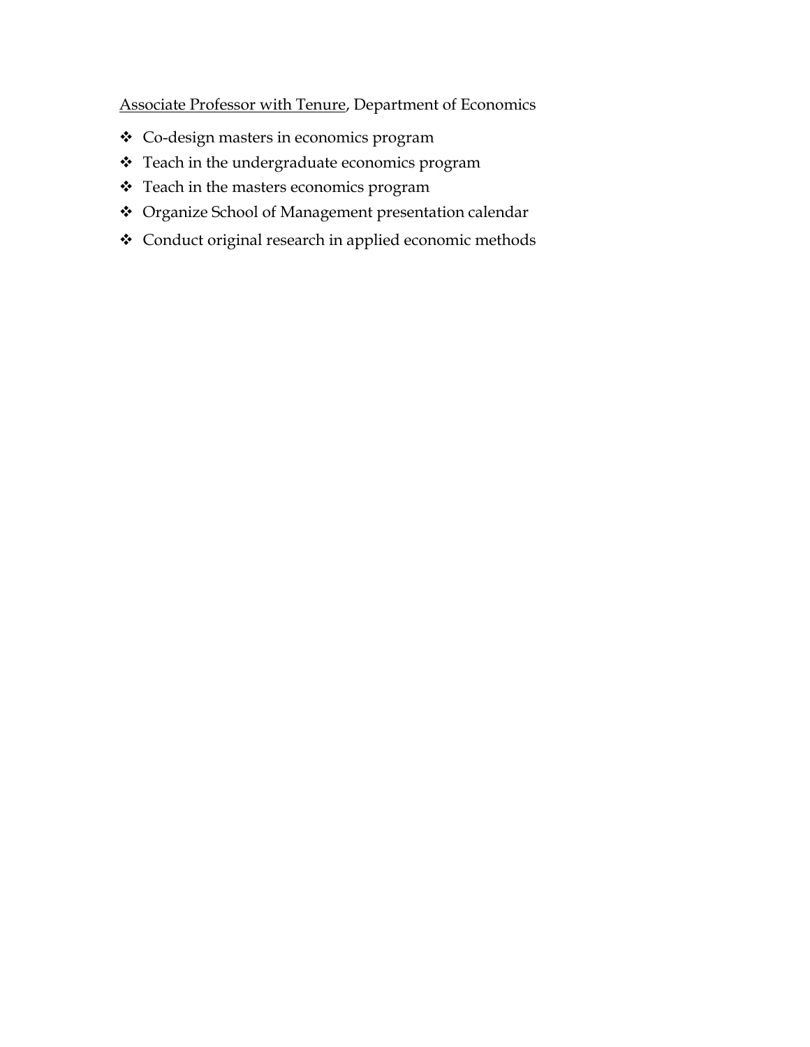<u>Associate Professor with Tenure</u>, Department of Economics

- Co-design masters in economics program
- Teach in the undergraduate economics program
- Teach in the masters economics program
- Organize School of Management presentation calendar
- Conduct original research in applied economic methods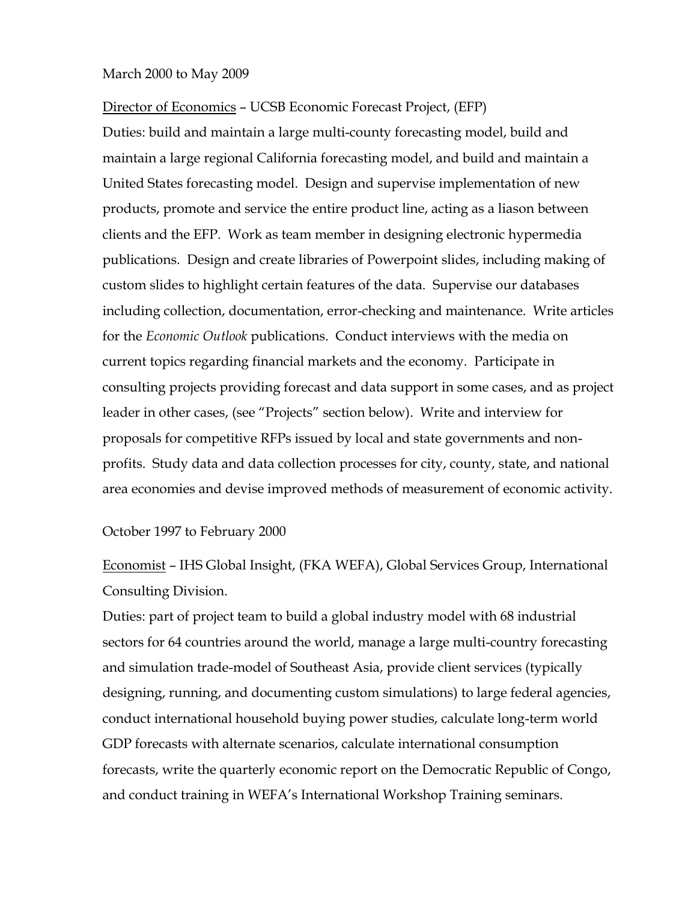March 2000 to May 2009

<u>Director of Economics</u> – UCSB Economic Forecast Project, (EFP)

Duties: build and maintain a large multi-county forecasting model, build and maintain a large regional California forecasting model, and build and maintain a United States forecasting model. Design and supervise implementation of new products, promote and service the entire product line, acting as a liason between clients and the EFP. Work as team member in designing electronic hypermedia publications. Design and create libraries of Powerpoint slides, including making of custom slides to highlight certain features of the data. Supervise our databases including collection, documentation, error-checking and maintenance. Write articles for the *Economic Outlook* publications. Conduct interviews with the media on current topics regarding financial markets and the economy. Participate in consulting projects providing forecast and data support in some cases, and as project leader in other cases, (see "Projects" section below). Write and interview for proposals for competitive RFPs issued by local and state governments and non-profits. Study data and data collection processes for city, county, state, and national area economies and devise improved methods of measurement of economic activity.

October 1997 to February 2000

<u>Economist</u> – IHS Global Insight, (FKA WEFA), Global Services Group, International Consulting Division.

Duties: part of project team to build a global industry model with 68 industrial sectors for 64 countries around the world, manage a large multi-country forecasting and simulation trade-model of Southeast Asia, provide client services (typically designing, running, and documenting custom simulations) to large federal agencies, conduct international household buying power studies, calculate long-term world GDP forecasts with alternate scenarios, calculate international consumption forecasts, write the quarterly economic report on the Democratic Republic of Congo, and conduct training in WEFA's International Workshop Training seminars.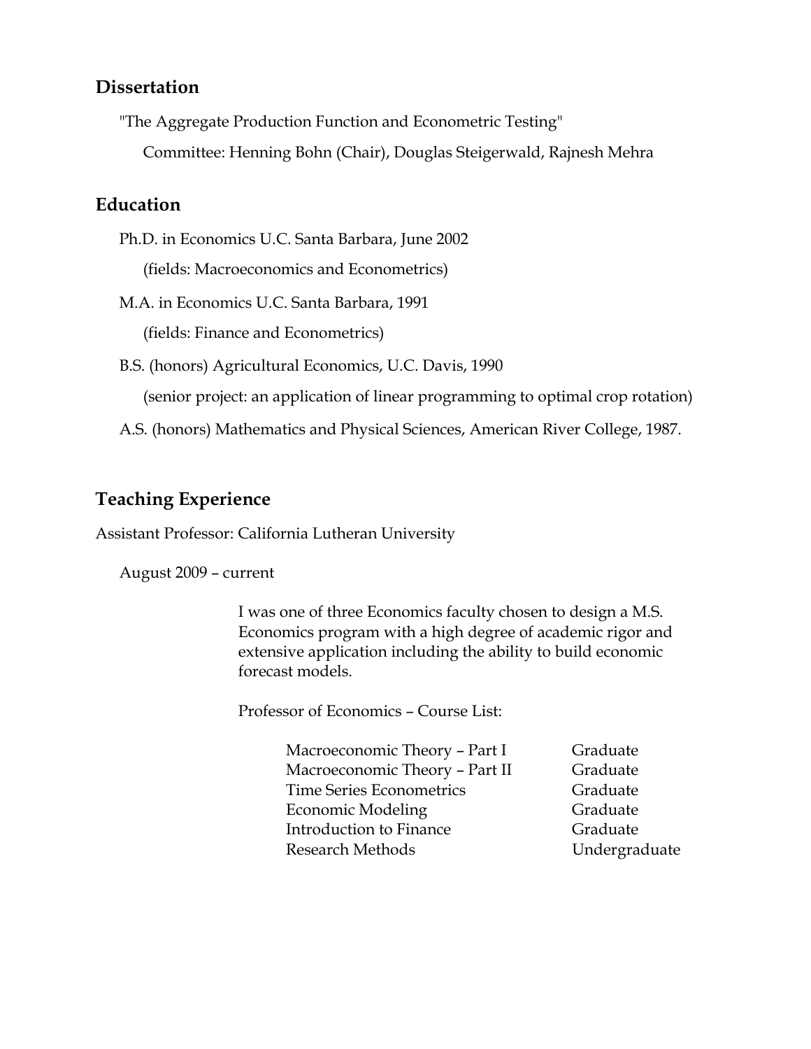## Dissertation

"The Aggregate Production Function and Econometric Testing"

Committee: Henning Bohn (Chair), Douglas Steigerwald, Rajnesh Mehra

## Education

Ph.D. in Economics U.C. Santa Barbara, June 2002

(fields: Macroeconomics and Econometrics)

M.A. in Economics U.C. Santa Barbara, 1991

(fields: Finance and Econometrics)

B.S. (honors) Agricultural Economics, U.C. Davis, 1990

(senior project: an application of linear programming to optimal crop rotation)

A.S. (honors) Mathematics and Physical Sciences, American River College, 1987.

## Teaching Experience

Assistant Professor: California Lutheran University

August 2009 – current

I was one of three Economics faculty chosen to design a M.S. Economics program with a high degree of academic rigor and extensive application including the ability to build economic forecast models.

Professor of Economics – Course List:

| Course | Level |
|---|---|
| Macroeconomic Theory – Part I | Graduate |
| Macroeconomic Theory – Part II | Graduate |
| Time Series Econometrics | Graduate |
| Economic Modeling | Graduate |
| Introduction to Finance | Graduate |
| Research Methods | Undergraduate |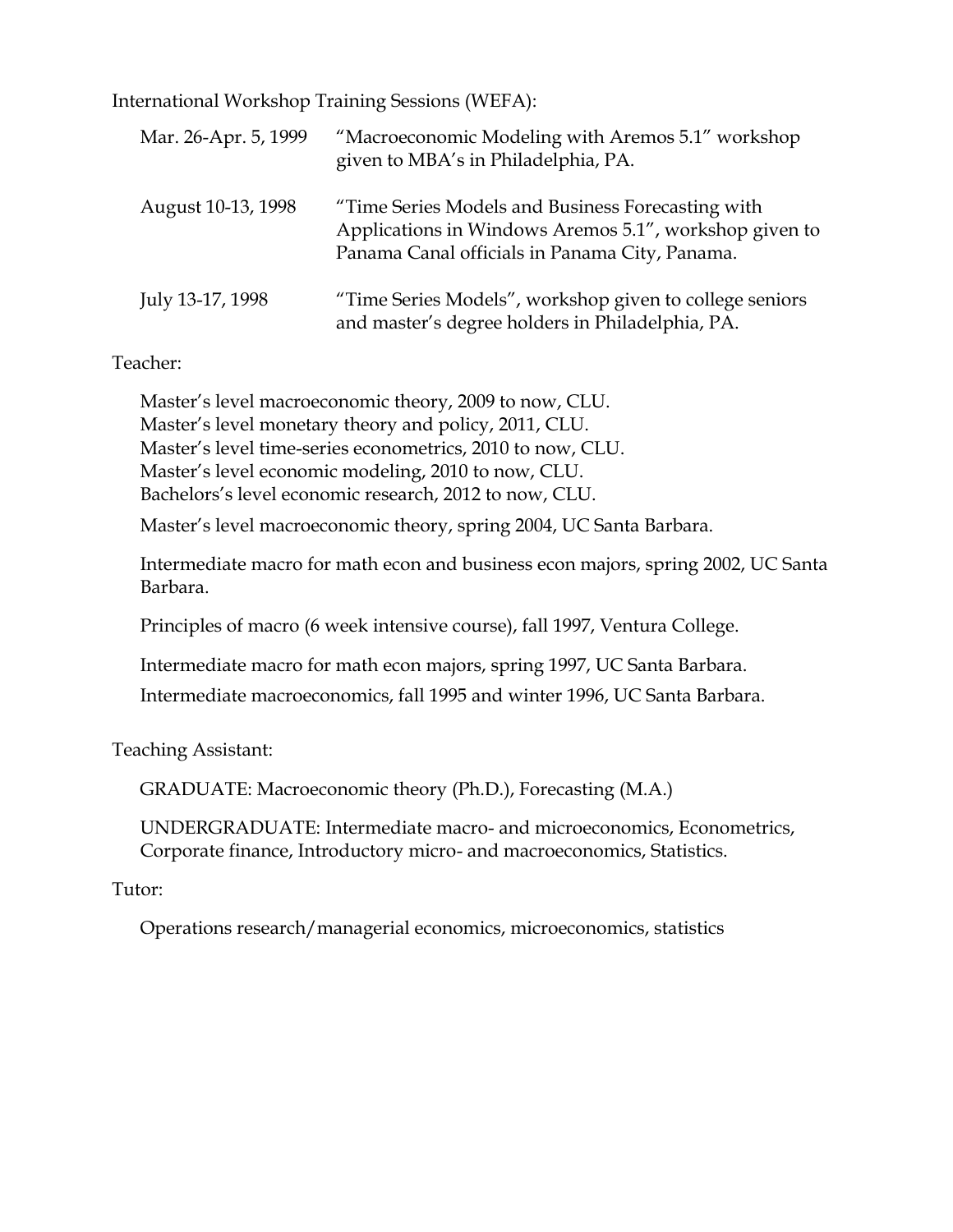International Workshop Training Sessions (WEFA):

| | |
|---|---|
| Mar. 26-Apr. 5, 1999 | "Macroeconomic Modeling with Aremos 5.1" workshop given to MBA's in Philadelphia, PA. |
| August 10-13, 1998 | "Time Series Models and Business Forecasting with Applications in Windows Aremos 5.1", workshop given to Panama Canal officials in Panama City, Panama. |
| July 13-17, 1998 | "Time Series Models", workshop given to college seniors and master's degree holders in Philadelphia, PA. |

Teacher:

Master's level macroeconomic theory, 2009 to now, CLU.
Master's level monetary theory and policy, 2011, CLU.
Master's level time-series econometrics, 2010 to now, CLU.
Master's level economic modeling, 2010 to now, CLU.
Bachelors's level economic research, 2012 to now, CLU.

Master's level macroeconomic theory, spring 2004, UC Santa Barbara.

Intermediate macro for math econ and business econ majors, spring 2002, UC Santa Barbara.

Principles of macro (6 week intensive course), fall 1997, Ventura College.

Intermediate macro for math econ majors, spring 1997, UC Santa Barbara.

Intermediate macroeconomics, fall 1995 and winter 1996, UC Santa Barbara.

Teaching Assistant:

GRADUATE: Macroeconomic theory (Ph.D.), Forecasting (M.A.)

UNDERGRADUATE: Intermediate macro- and microeconomics, Econometrics, Corporate finance, Introductory micro- and macroeconomics, Statistics.

Tutor:

Operations research/managerial economics, microeconomics, statistics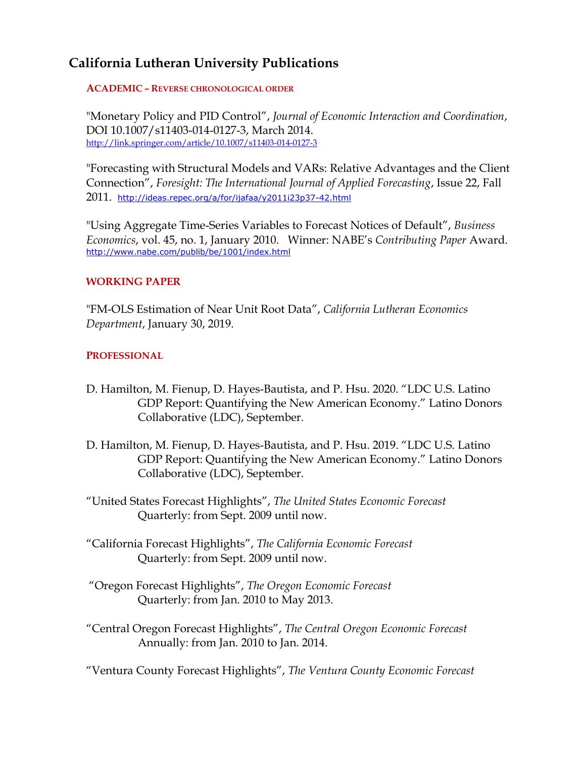## California Lutheran University Publications

**ACADEMIC – REVERSE CHRONOLOGICAL ORDER**

"Monetary Policy and PID Control", *Journal of Economic Interaction and Coordination*, DOI 10.1007/s11403-014-0127-3, March 2014.
http://link.springer.com/article/10.1007/s11403-014-0127-3

"Forecasting with Structural Models and VARs: Relative Advantages and the Client Connection", *Foresight: The International Journal of Applied Forecasting*, Issue 22, Fall 2011. http://ideas.repec.org/a/for/ijafaa/y2011i23p37-42.html

"Using Aggregate Time-Series Variables to Forecast Notices of Default", *Business Economics*, vol. 45, no. 1, January 2010. Winner: NABE's *Contributing Paper* Award.
http://www.nabe.com/publib/be/1001/index.html

**WORKING PAPER**

"FM-OLS Estimation of Near Unit Root Data", *California Lutheran Economics Department*, January 30, 2019.

**PROFESSIONAL**

D. Hamilton, M. Fienup, D. Hayes-Bautista, and P. Hsu. 2020. "LDC U.S. Latino GDP Report: Quantifying the New American Economy." Latino Donors Collaborative (LDC), September.

D. Hamilton, M. Fienup, D. Hayes-Bautista, and P. Hsu. 2019. "LDC U.S. Latino GDP Report: Quantifying the New American Economy." Latino Donors Collaborative (LDC), September.

"United States Forecast Highlights", *The United States Economic Forecast*
Quarterly: from Sept. 2009 until now.

"California Forecast Highlights", *The California Economic Forecast*
Quarterly: from Sept. 2009 until now.

"Oregon Forecast Highlights", *The Oregon Economic Forecast*
Quarterly: from Jan. 2010 to May 2013.

"Central Oregon Forecast Highlights", *The Central Oregon Economic Forecast*
Annually: from Jan. 2010 to Jan. 2014.

"Ventura County Forecast Highlights", *The Ventura County Economic Forecast*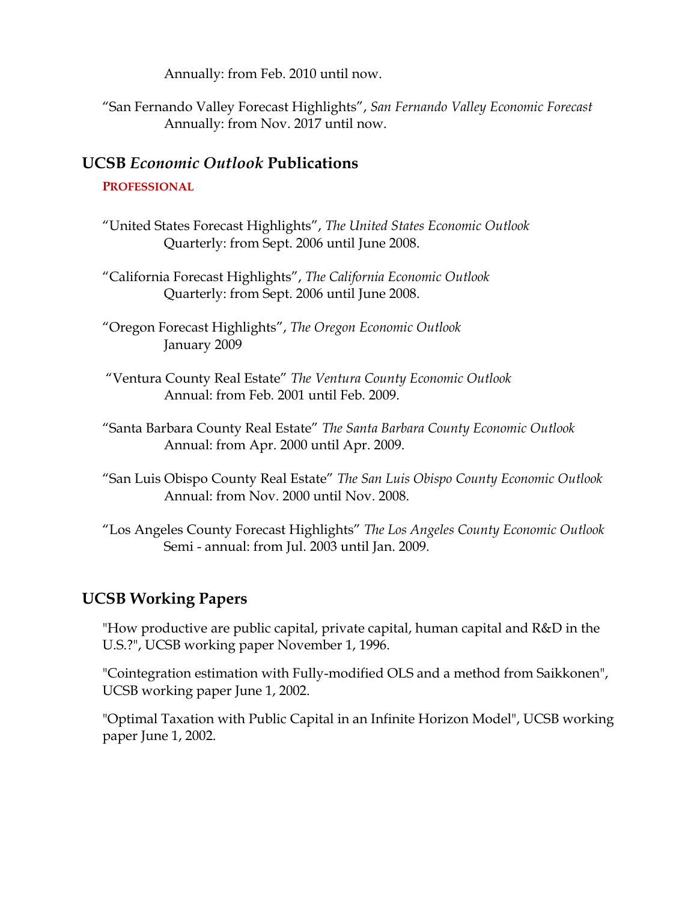Annually: from Feb. 2010 until now.

"San Fernando Valley Forecast Highlights", *San Fernando Valley Economic Forecast*
Annually: from Nov. 2017 until now.

## UCSB *Economic Outlook* Publications

**PROFESSIONAL**

"United States Forecast Highlights", *The United States Economic Outlook*
Quarterly: from Sept. 2006 until June 2008.

"California Forecast Highlights", *The California Economic Outlook*
Quarterly: from Sept. 2006 until June 2008.

"Oregon Forecast Highlights", *The Oregon Economic Outlook*
January 2009

"Ventura County Real Estate" *The Ventura County Economic Outlook*
Annual: from Feb. 2001 until Feb. 2009.

"Santa Barbara County Real Estate" *The Santa Barbara County Economic Outlook*
Annual: from Apr. 2000 until Apr. 2009.

"San Luis Obispo County Real Estate" *The San Luis Obispo County Economic Outlook*
Annual: from Nov. 2000 until Nov. 2008.

"Los Angeles County Forecast Highlights" *The Los Angeles County Economic Outlook*
Semi - annual: from Jul. 2003 until Jan. 2009.

## UCSB Working Papers

"How productive are public capital, private capital, human capital and R&D in the U.S.?", UCSB working paper November 1, 1996.

"Cointegration estimation with Fully-modified OLS and a method from Saikkonen", UCSB working paper June 1, 2002.

"Optimal Taxation with Public Capital in an Infinite Horizon Model", UCSB working paper June 1, 2002.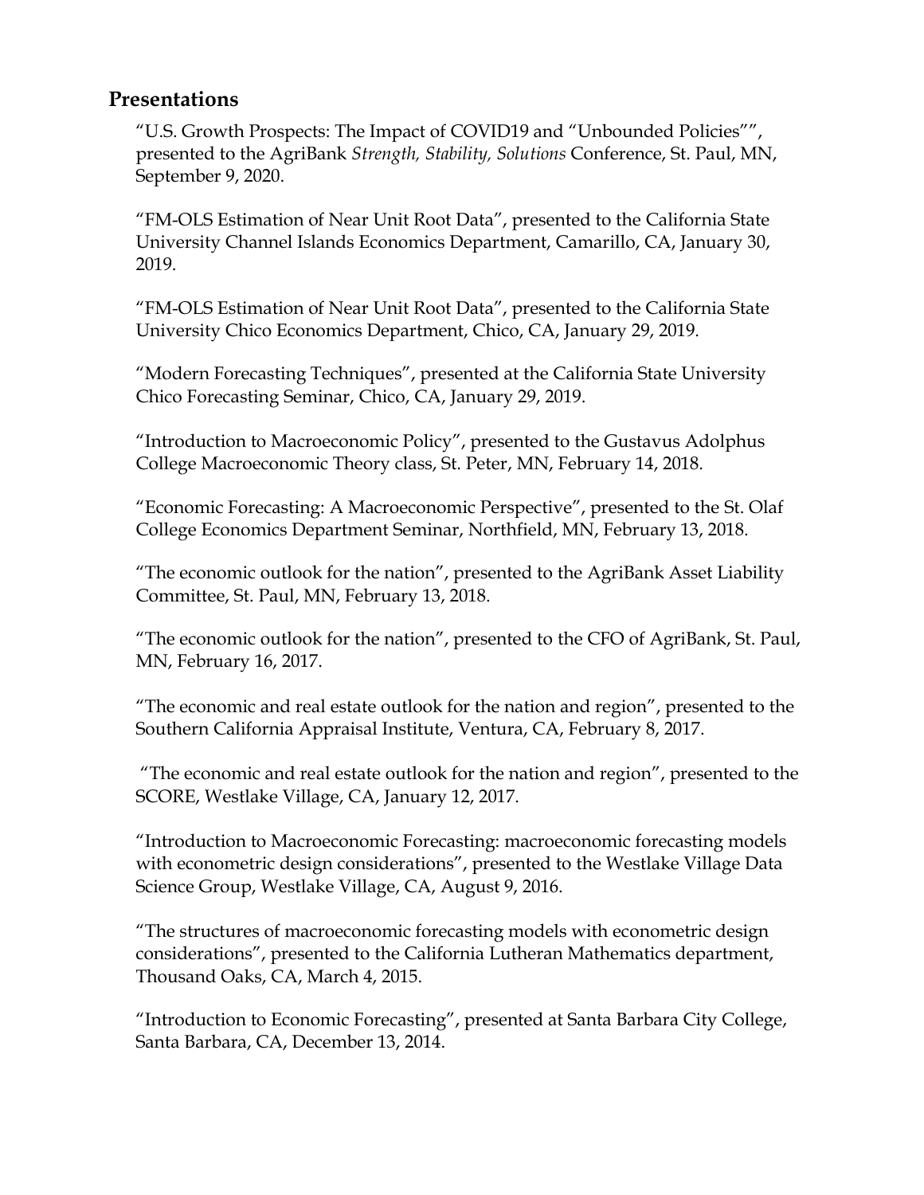## Presentations

"U.S. Growth Prospects: The Impact of COVID19 and "Unbounded Policies"", presented to the AgriBank *Strength, Stability, Solutions* Conference, St. Paul, MN, September 9, 2020.

"FM-OLS Estimation of Near Unit Root Data", presented to the California State University Channel Islands Economics Department, Camarillo, CA, January 30, 2019.

"FM-OLS Estimation of Near Unit Root Data", presented to the California State University Chico Economics Department, Chico, CA, January 29, 2019.

"Modern Forecasting Techniques", presented at the California State University Chico Forecasting Seminar, Chico, CA, January 29, 2019.

"Introduction to Macroeconomic Policy", presented to the Gustavus Adolphus College Macroeconomic Theory class, St. Peter, MN, February 14, 2018.

"Economic Forecasting: A Macroeconomic Perspective", presented to the St. Olaf College Economics Department Seminar, Northfield, MN, February 13, 2018.

"The economic outlook for the nation", presented to the AgriBank Asset Liability Committee, St. Paul, MN, February 13, 2018.

"The economic outlook for the nation", presented to the CFO of AgriBank, St. Paul, MN, February 16, 2017.

"The economic and real estate outlook for the nation and region", presented to the Southern California Appraisal Institute, Ventura, CA, February 8, 2017.

"The economic and real estate outlook for the nation and region", presented to the SCORE, Westlake Village, CA, January 12, 2017.

"Introduction to Macroeconomic Forecasting: macroeconomic forecasting models with econometric design considerations", presented to the Westlake Village Data Science Group, Westlake Village, CA, August 9, 2016.

"The structures of macroeconomic forecasting models with econometric design considerations", presented to the California Lutheran Mathematics department, Thousand Oaks, CA, March 4, 2015.

"Introduction to Economic Forecasting", presented at Santa Barbara City College, Santa Barbara, CA, December 13, 2014.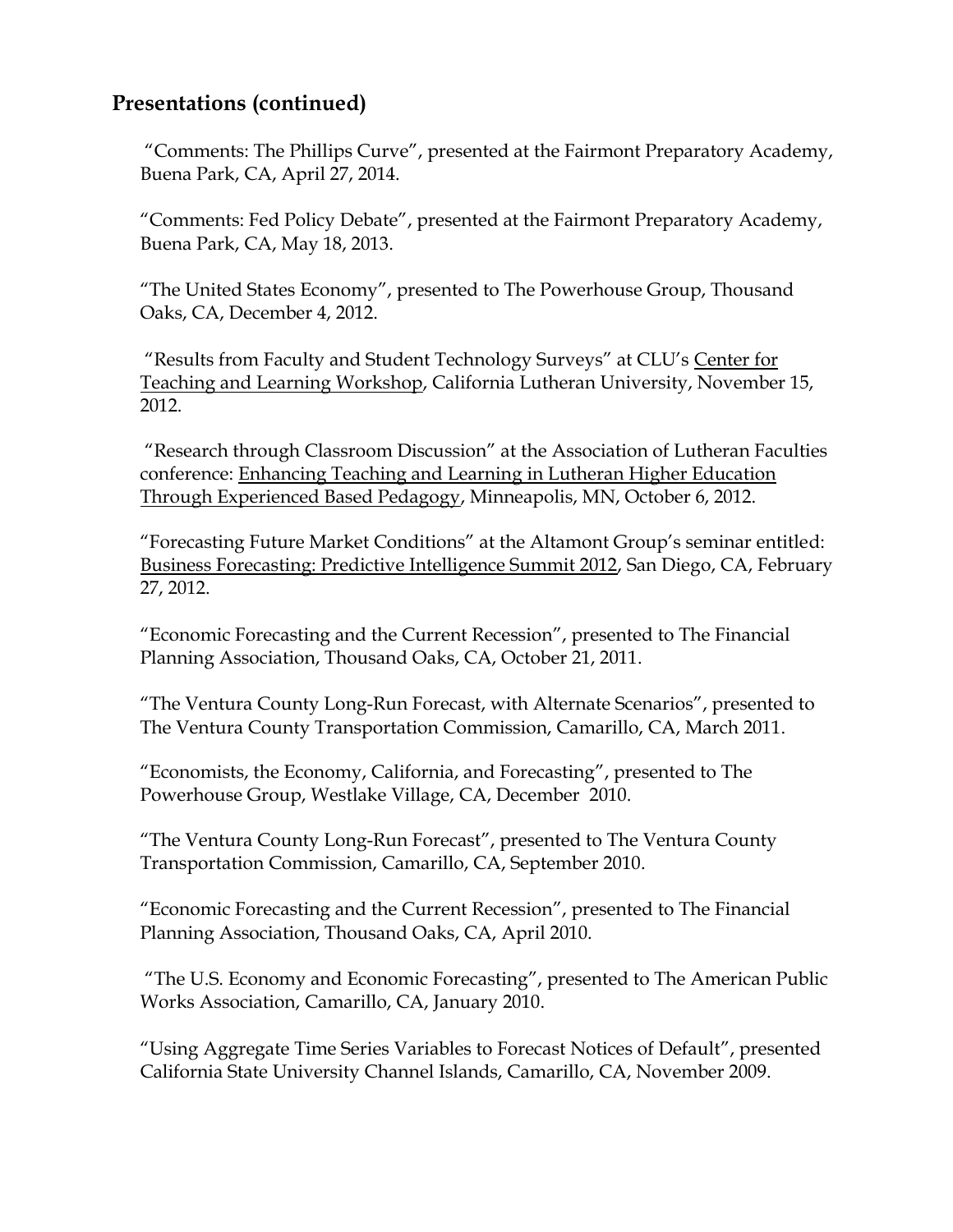## Presentations (continued)

"Comments: The Phillips Curve", presented at the Fairmont Preparatory Academy, Buena Park, CA, April 27, 2014.

"Comments: Fed Policy Debate", presented at the Fairmont Preparatory Academy, Buena Park, CA, May 18, 2013.

"The United States Economy", presented to The Powerhouse Group, Thousand Oaks, CA, December 4, 2012.

"Results from Faculty and Student Technology Surveys" at CLU's <u>Center for Teaching and Learning Workshop</u>, California Lutheran University, November 15, 2012.

"Research through Classroom Discussion" at the Association of Lutheran Faculties conference: <u>Enhancing Teaching and Learning in Lutheran Higher Education Through Experienced Based Pedagogy</u>, Minneapolis, MN, October 6, 2012.

"Forecasting Future Market Conditions" at the Altamont Group's seminar entitled: <u>Business Forecasting: Predictive Intelligence Summit 2012</u>, San Diego, CA, February 27, 2012.

"Economic Forecasting and the Current Recession", presented to The Financial Planning Association, Thousand Oaks, CA, October 21, 2011.

"The Ventura County Long-Run Forecast, with Alternate Scenarios", presented to The Ventura County Transportation Commission, Camarillo, CA, March 2011.

"Economists, the Economy, California, and Forecasting", presented to The Powerhouse Group, Westlake Village, CA, December 2010.

"The Ventura County Long-Run Forecast", presented to The Ventura County Transportation Commission, Camarillo, CA, September 2010.

"Economic Forecasting and the Current Recession", presented to The Financial Planning Association, Thousand Oaks, CA, April 2010.

"The U.S. Economy and Economic Forecasting", presented to The American Public Works Association, Camarillo, CA, January 2010.

"Using Aggregate Time Series Variables to Forecast Notices of Default", presented California State University Channel Islands, Camarillo, CA, November 2009.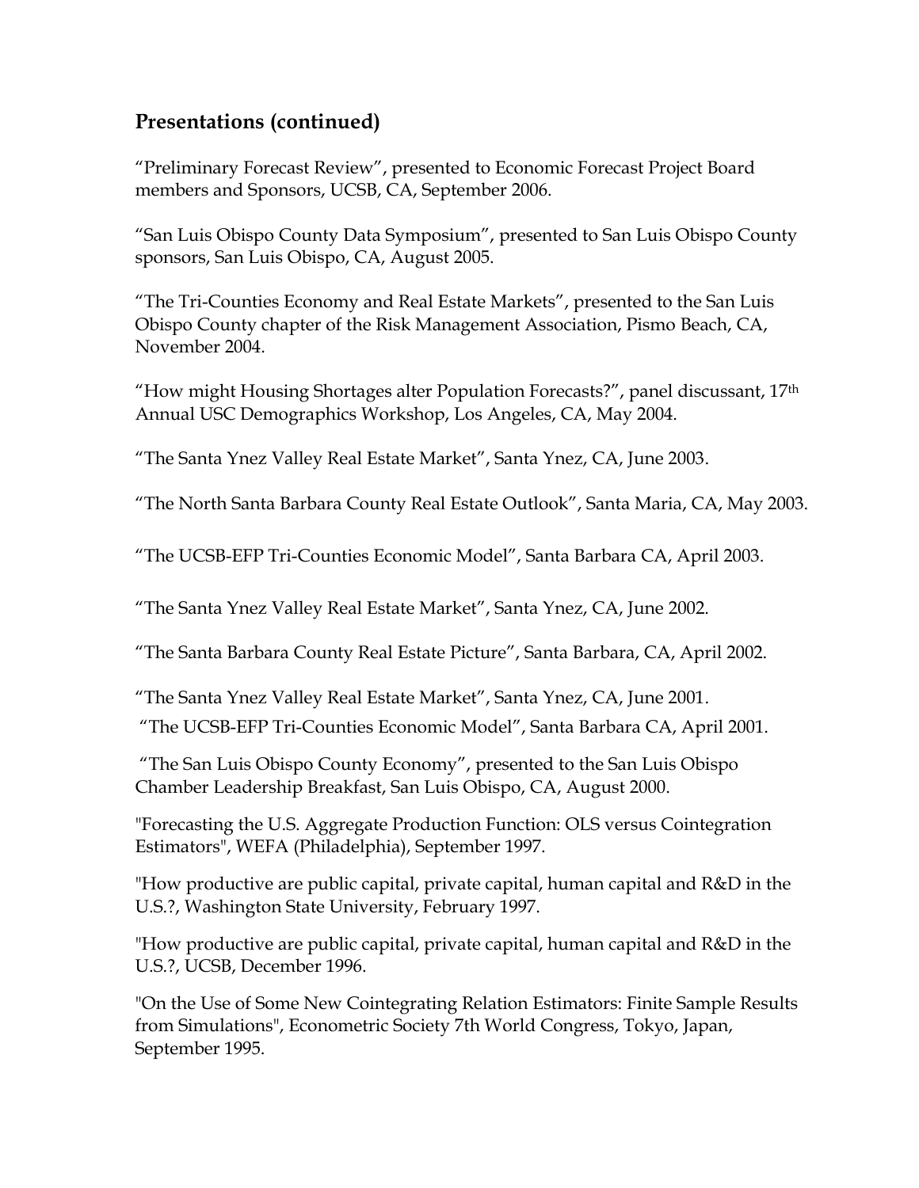## Presentations (continued)

“Preliminary Forecast Review”, presented to Economic Forecast Project Board members and Sponsors, UCSB, CA, September 2006.

“San Luis Obispo County Data Symposium”, presented to San Luis Obispo County sponsors, San Luis Obispo, CA, August 2005.

“The Tri-Counties Economy and Real Estate Markets”, presented to the San Luis Obispo County chapter of the Risk Management Association, Pismo Beach, CA, November 2004.

“How might Housing Shortages alter Population Forecasts?”, panel discussant, 17th Annual USC Demographics Workshop, Los Angeles, CA, May 2004.

“The Santa Ynez Valley Real Estate Market”, Santa Ynez, CA, June 2003.

“The North Santa Barbara County Real Estate Outlook”, Santa Maria, CA, May 2003.

“The UCSB-EFP Tri-Counties Economic Model”, Santa Barbara CA, April 2003.

“The Santa Ynez Valley Real Estate Market”, Santa Ynez, CA, June 2002.

“The Santa Barbara County Real Estate Picture”, Santa Barbara, CA, April 2002.

“The Santa Ynez Valley Real Estate Market”, Santa Ynez, CA, June 2001.

“The UCSB-EFP Tri-Counties Economic Model”, Santa Barbara CA, April 2001.

“The San Luis Obispo County Economy”, presented to the San Luis Obispo Chamber Leadership Breakfast, San Luis Obispo, CA, August 2000.

"Forecasting the U.S. Aggregate Production Function: OLS versus Cointegration Estimators", WEFA (Philadelphia), September 1997.

"How productive are public capital, private capital, human capital and R&D in the U.S.?, Washington State University, February 1997.

"How productive are public capital, private capital, human capital and R&D in the U.S.?, UCSB, December 1996.

"On the Use of Some New Cointegrating Relation Estimators: Finite Sample Results from Simulations", Econometric Society 7th World Congress, Tokyo, Japan, September 1995.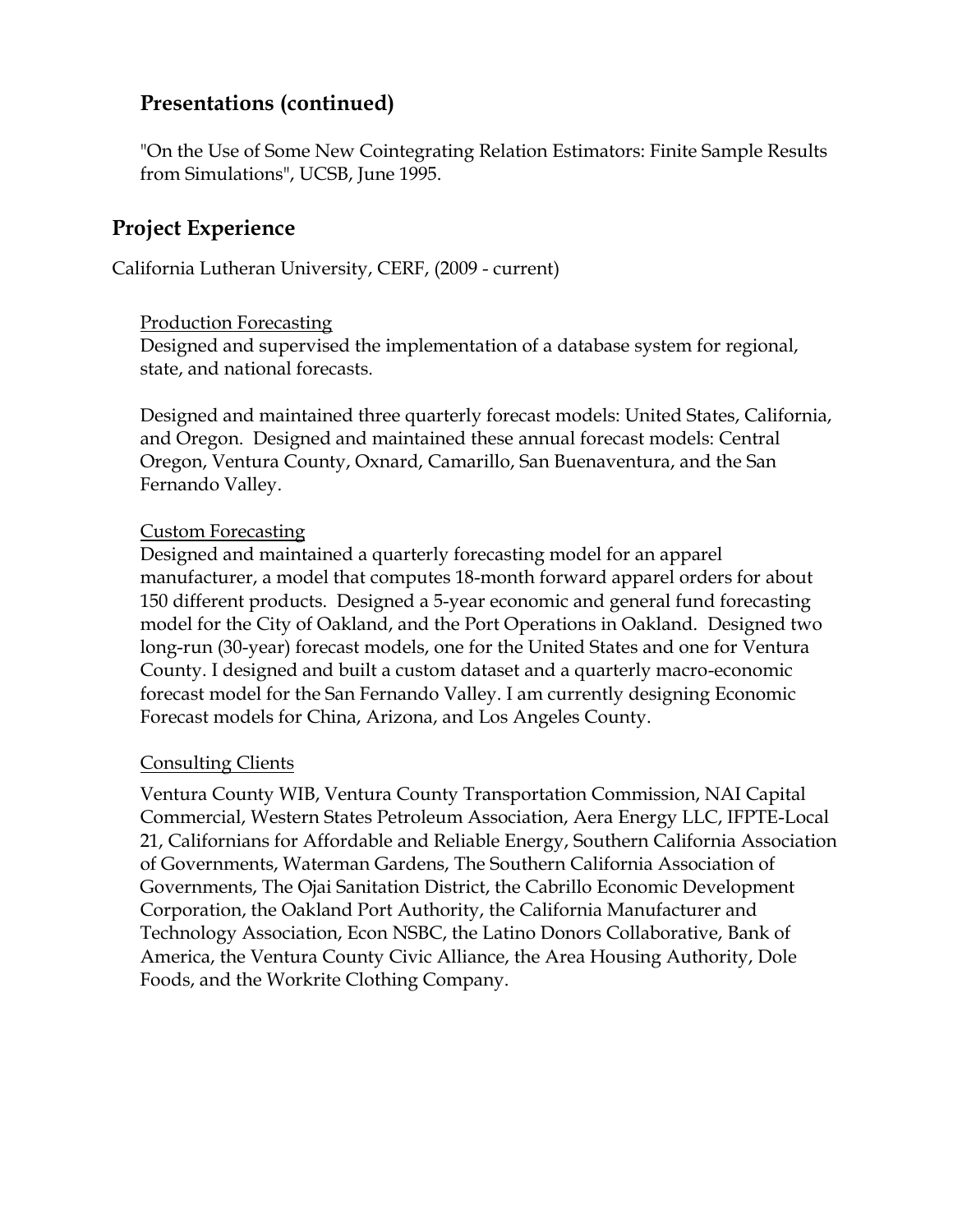## Presentations (continued)

"On the Use of Some New Cointegrating Relation Estimators: Finite Sample Results from Simulations", UCSB, June 1995.

## Project Experience

California Lutheran University, CERF, (2009 - current)

<u>Production Forecasting</u>
Designed and supervised the implementation of a database system for regional, state, and national forecasts.

Designed and maintained three quarterly forecast models: United States, California, and Oregon. Designed and maintained these annual forecast models: Central Oregon, Ventura County, Oxnard, Camarillo, San Buenaventura, and the San Fernando Valley.

<u>Custom Forecasting</u>
Designed and maintained a quarterly forecasting model for an apparel manufacturer, a model that computes 18-month forward apparel orders for about 150 different products. Designed a 5-year economic and general fund forecasting model for the City of Oakland, and the Port Operations in Oakland. Designed two long-run (30-year) forecast models, one for the United States and one for Ventura County. I designed and built a custom dataset and a quarterly macro-economic forecast model for the San Fernando Valley. I am currently designing Economic Forecast models for China, Arizona, and Los Angeles County.

<u>Consulting Clients</u>

Ventura County WIB, Ventura County Transportation Commission, NAI Capital Commercial, Western States Petroleum Association, Aera Energy LLC, IFPTE-Local 21, Californians for Affordable and Reliable Energy, Southern California Association of Governments, Waterman Gardens, The Southern California Association of Governments, The Ojai Sanitation District, the Cabrillo Economic Development Corporation, the Oakland Port Authority, the California Manufacturer and Technology Association, Econ NSBC, the Latino Donors Collaborative, Bank of America, the Ventura County Civic Alliance, the Area Housing Authority, Dole Foods, and the Workrite Clothing Company.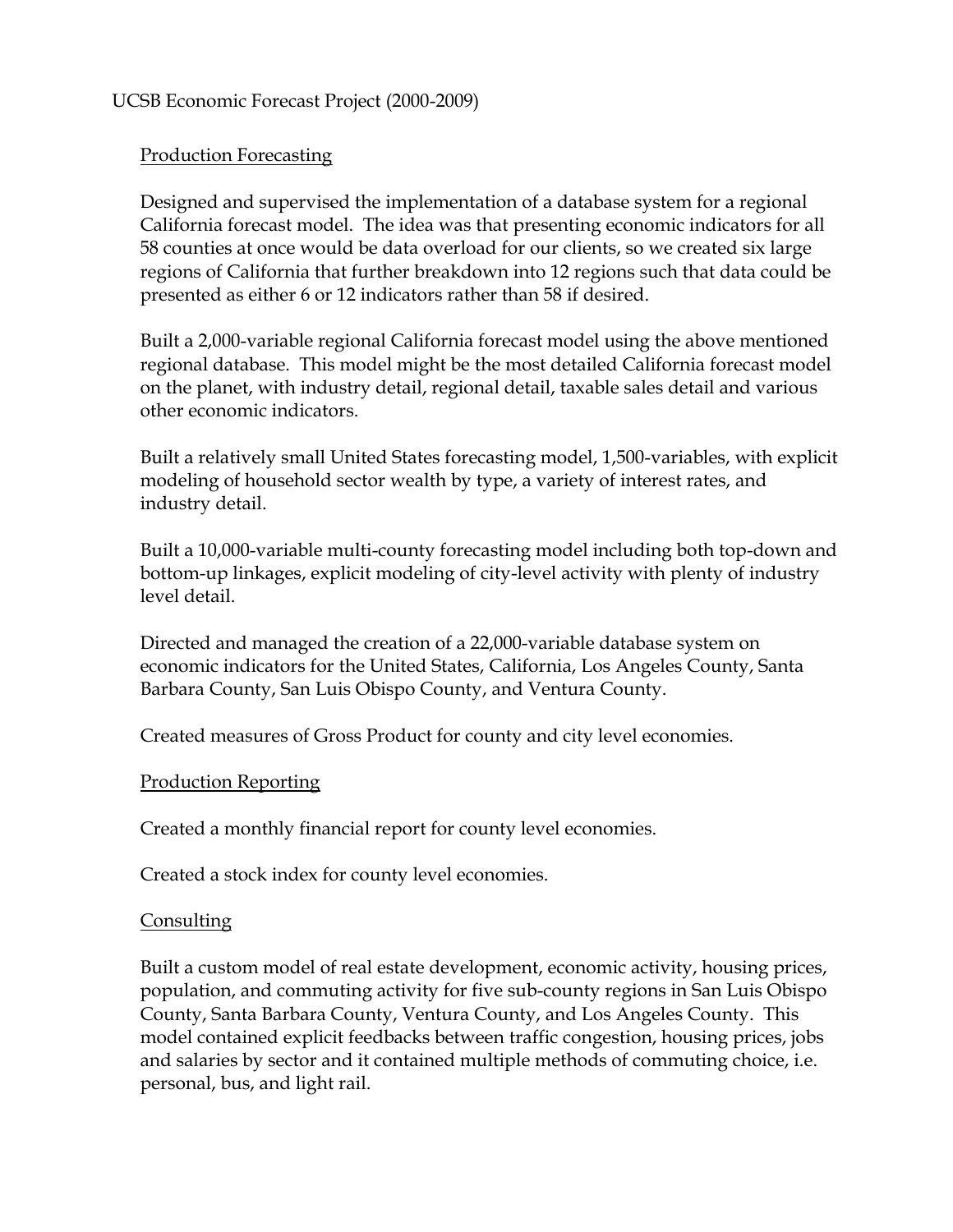UCSB Economic Forecast Project (2000-2009)

Production Forecasting

Designed and supervised the implementation of a database system for a regional California forecast model. The idea was that presenting economic indicators for all 58 counties at once would be data overload for our clients, so we created six large regions of California that further breakdown into 12 regions such that data could be presented as either 6 or 12 indicators rather than 58 if desired.

Built a 2,000-variable regional California forecast model using the above mentioned regional database. This model might be the most detailed California forecast model on the planet, with industry detail, regional detail, taxable sales detail and various other economic indicators.

Built a relatively small United States forecasting model, 1,500-variables, with explicit modeling of household sector wealth by type, a variety of interest rates, and industry detail.

Built a 10,000-variable multi-county forecasting model including both top-down and bottom-up linkages, explicit modeling of city-level activity with plenty of industry level detail.

Directed and managed the creation of a 22,000-variable database system on economic indicators for the United States, California, Los Angeles County, Santa Barbara County, San Luis Obispo County, and Ventura County.

Created measures of Gross Product for county and city level economies.

Production Reporting

Created a monthly financial report for county level economies.

Created a stock index for county level economies.

Consulting

Built a custom model of real estate development, economic activity, housing prices, population, and commuting activity for five sub-county regions in San Luis Obispo County, Santa Barbara County, Ventura County, and Los Angeles County. This model contained explicit feedbacks between traffic congestion, housing prices, jobs and salaries by sector and it contained multiple methods of commuting choice, i.e. personal, bus, and light rail.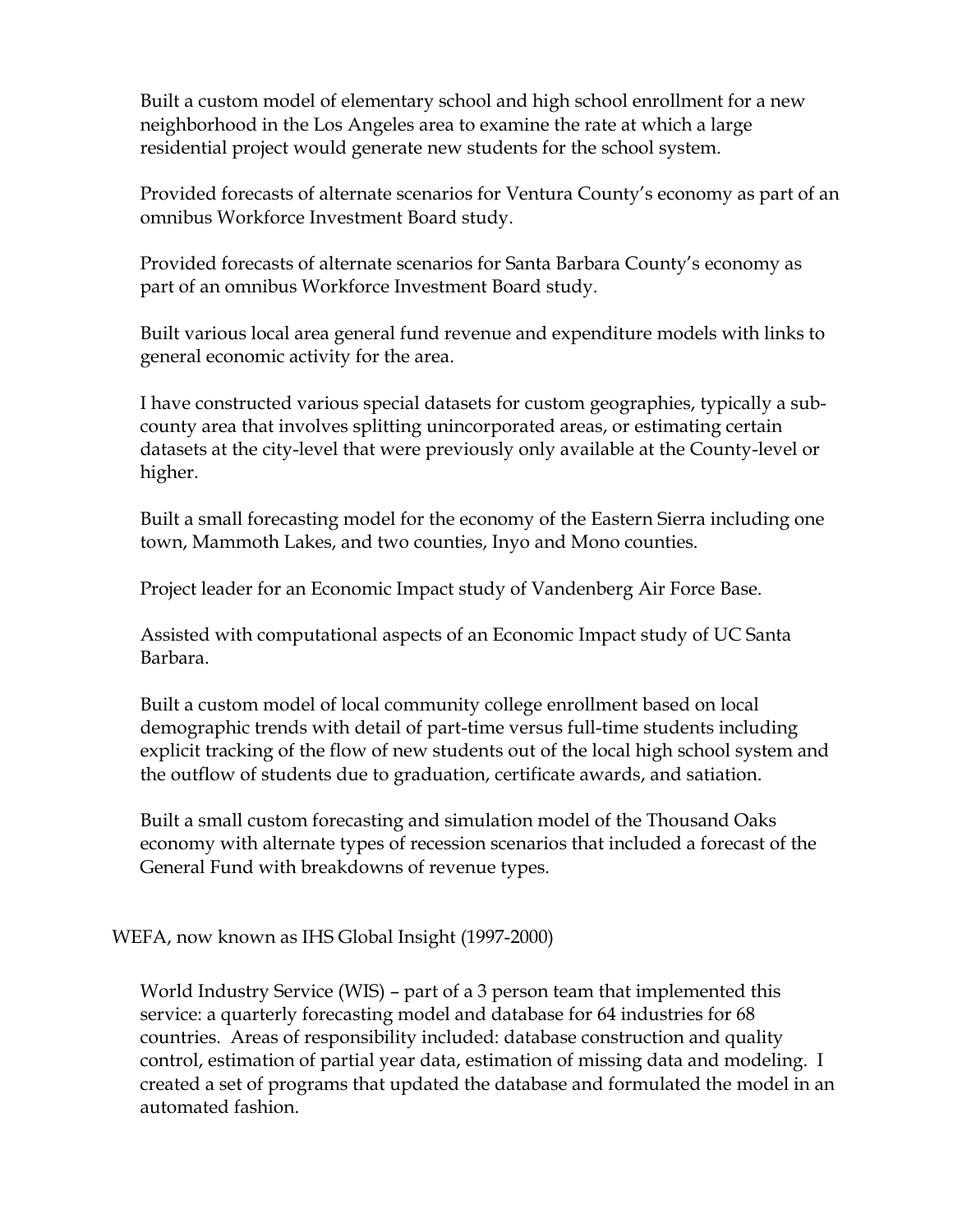Built a custom model of elementary school and high school enrollment for a new neighborhood in the Los Angeles area to examine the rate at which a large residential project would generate new students for the school system.

Provided forecasts of alternate scenarios for Ventura County's economy as part of an omnibus Workforce Investment Board study.

Provided forecasts of alternate scenarios for Santa Barbara County's economy as part of an omnibus Workforce Investment Board study.

Built various local area general fund revenue and expenditure models with links to general economic activity for the area.

I have constructed various special datasets for custom geographies, typically a sub-county area that involves splitting unincorporated areas, or estimating certain datasets at the city-level that were previously only available at the County-level or higher.

Built a small forecasting model for the economy of the Eastern Sierra including one town, Mammoth Lakes, and two counties, Inyo and Mono counties.

Project leader for an Economic Impact study of Vandenberg Air Force Base.

Assisted with computational aspects of an Economic Impact study of UC Santa Barbara.

Built a custom model of local community college enrollment based on local demographic trends with detail of part-time versus full-time students including explicit tracking of the flow of new students out of the local high school system and the outflow of students due to graduation, certificate awards, and satiation.

Built a small custom forecasting and simulation model of the Thousand Oaks economy with alternate types of recession scenarios that included a forecast of the General Fund with breakdowns of revenue types.

WEFA, now known as IHS Global Insight (1997-2000)

World Industry Service (WIS) – part of a 3 person team that implemented this service: a quarterly forecasting model and database for 64 industries for 68 countries. Areas of responsibility included: database construction and quality control, estimation of partial year data, estimation of missing data and modeling. I created a set of programs that updated the database and formulated the model in an automated fashion.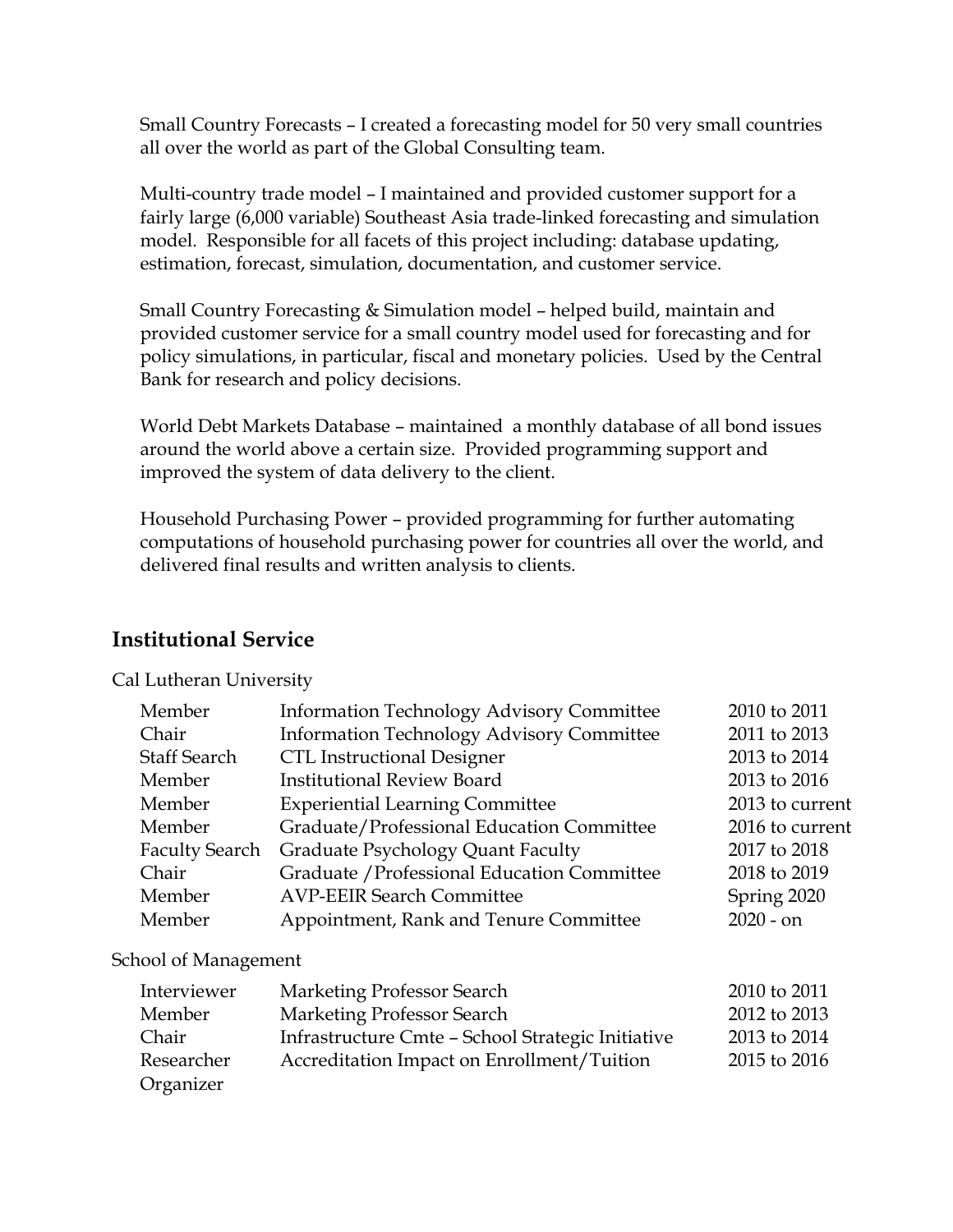Small Country Forecasts – I created a forecasting model for 50 very small countries all over the world as part of the Global Consulting team.

Multi-country trade model – I maintained and provided customer support for a fairly large (6,000 variable) Southeast Asia trade-linked forecasting and simulation model. Responsible for all facets of this project including: database updating, estimation, forecast, simulation, documentation, and customer service.

Small Country Forecasting & Simulation model – helped build, maintain and provided customer service for a small country model used for forecasting and for policy simulations, in particular, fiscal and monetary policies. Used by the Central Bank for research and policy decisions.

World Debt Markets Database – maintained a monthly database of all bond issues around the world above a certain size. Provided programming support and improved the system of data delivery to the client.

Household Purchasing Power – provided programming for further automating computations of household purchasing power for countries all over the world, and delivered final results and written analysis to clients.

## Institutional Service

Cal Lutheran University

| | | |
|---|---|---|
| Member | Information Technology Advisory Committee | 2010 to 2011 |
| Chair | Information Technology Advisory Committee | 2011 to 2013 |
| Staff Search | CTL Instructional Designer | 2013 to 2014 |
| Member | Institutional Review Board | 2013 to 2016 |
| Member | Experiential Learning Committee | 2013 to current |
| Member | Graduate/Professional Education Committee | 2016 to current |
| Faculty Search | Graduate Psychology Quant Faculty | 2017 to 2018 |
| Chair | Graduate /Professional Education Committee | 2018 to 2019 |
| Member | AVP-EEIR Search Committee | Spring 2020 |
| Member | Appointment, Rank and Tenure Committee | 2020 - on |

School of Management

| | | |
|---|---|---|
| Interviewer | Marketing Professor Search | 2010 to 2011 |
| Member | Marketing Professor Search | 2012 to 2013 |
| Chair | Infrastructure Cmte – School Strategic Initiative | 2013 to 2014 |
| Researcher | Accreditation Impact on Enrollment/Tuition | 2015 to 2016 |
| Organizer | | |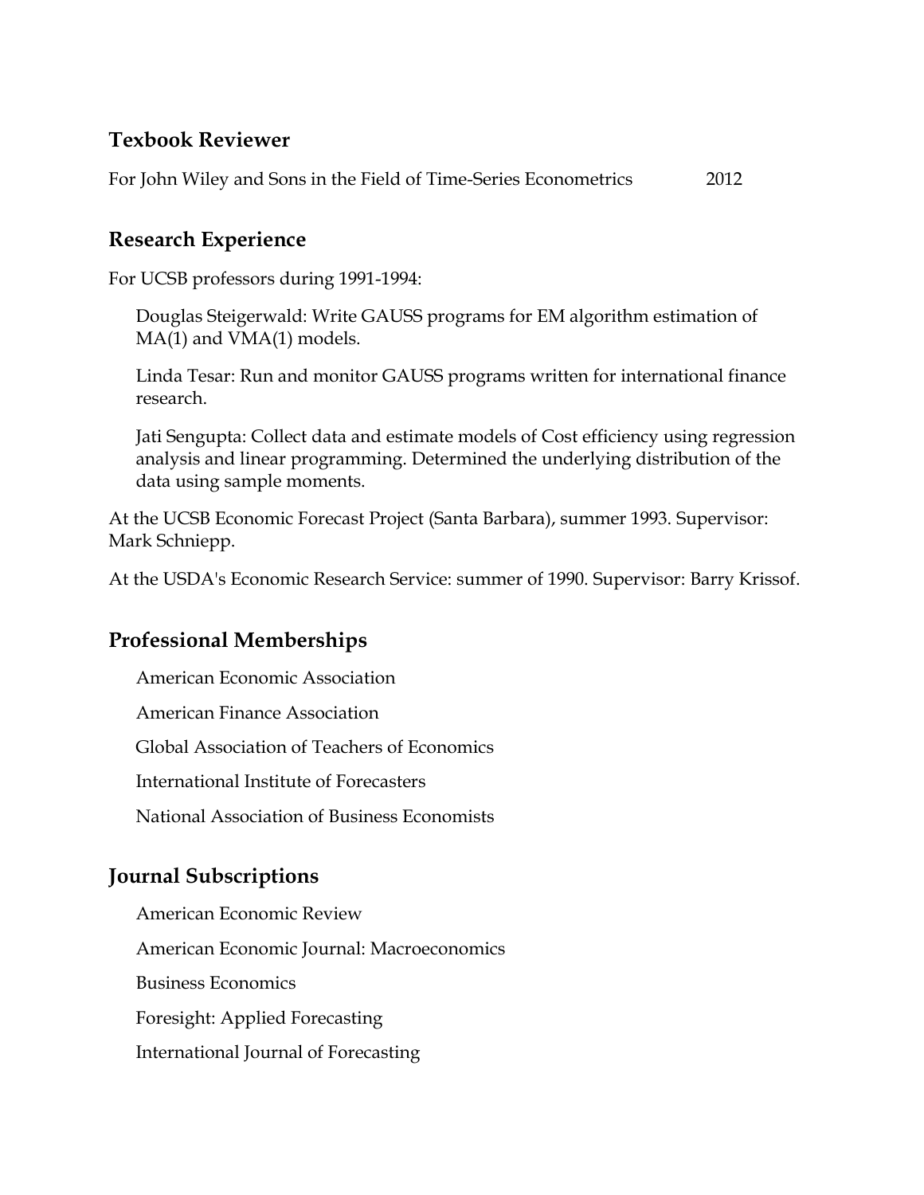## Texbook Reviewer

For John Wiley and Sons in the Field of Time-Series Econometrics 2012

## Research Experience

For UCSB professors during 1991-1994:

Douglas Steigerwald: Write GAUSS programs for EM algorithm estimation of MA(1) and VMA(1) models.

Linda Tesar: Run and monitor GAUSS programs written for international finance research.

Jati Sengupta: Collect data and estimate models of Cost efficiency using regression analysis and linear programming. Determined the underlying distribution of the data using sample moments.

At the UCSB Economic Forecast Project (Santa Barbara), summer 1993. Supervisor: Mark Schniepp.

At the USDA's Economic Research Service: summer of 1990. Supervisor: Barry Krissof.

## Professional Memberships

American Economic Association

American Finance Association

Global Association of Teachers of Economics

International Institute of Forecasters

National Association of Business Economists

## Journal Subscriptions

American Economic Review

American Economic Journal: Macroeconomics

Business Economics

Foresight: Applied Forecasting

International Journal of Forecasting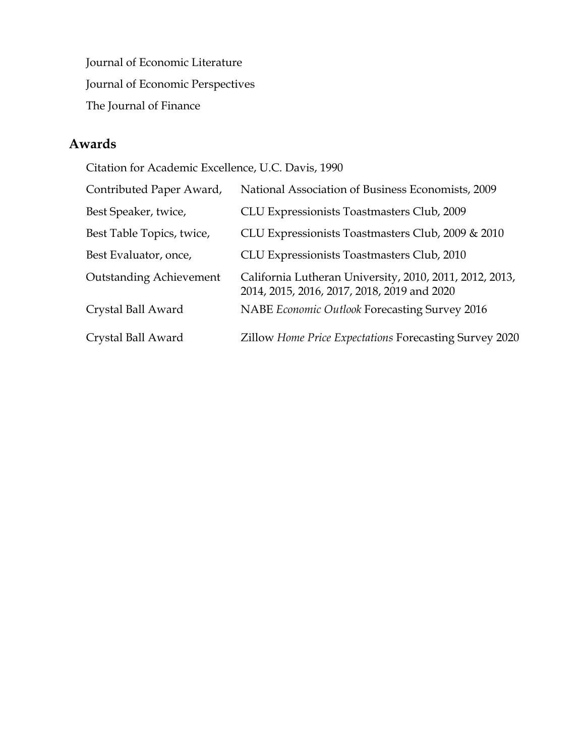Journal of Economic Literature

Journal of Economic Perspectives

The Journal of Finance

## Awards

Citation for Academic Excellence, U.C. Davis, 1990

| | |
|---|---|
| Contributed Paper Award, | National Association of Business Economists, 2009 |
| Best Speaker, twice, | CLU Expressionists Toastmasters Club, 2009 |
| Best Table Topics, twice, | CLU Expressionists Toastmasters Club, 2009 & 2010 |
| Best Evaluator, once, | CLU Expressionists Toastmasters Club, 2010 |
| Outstanding Achievement | California Lutheran University, 2010, 2011, 2012, 2013, 2014, 2015, 2016, 2017, 2018, 2019 and 2020 |
| Crystal Ball Award | NABE *Economic Outlook* Forecasting Survey 2016 |
| Crystal Ball Award | Zillow *Home Price Expectations* Forecasting Survey 2020 |